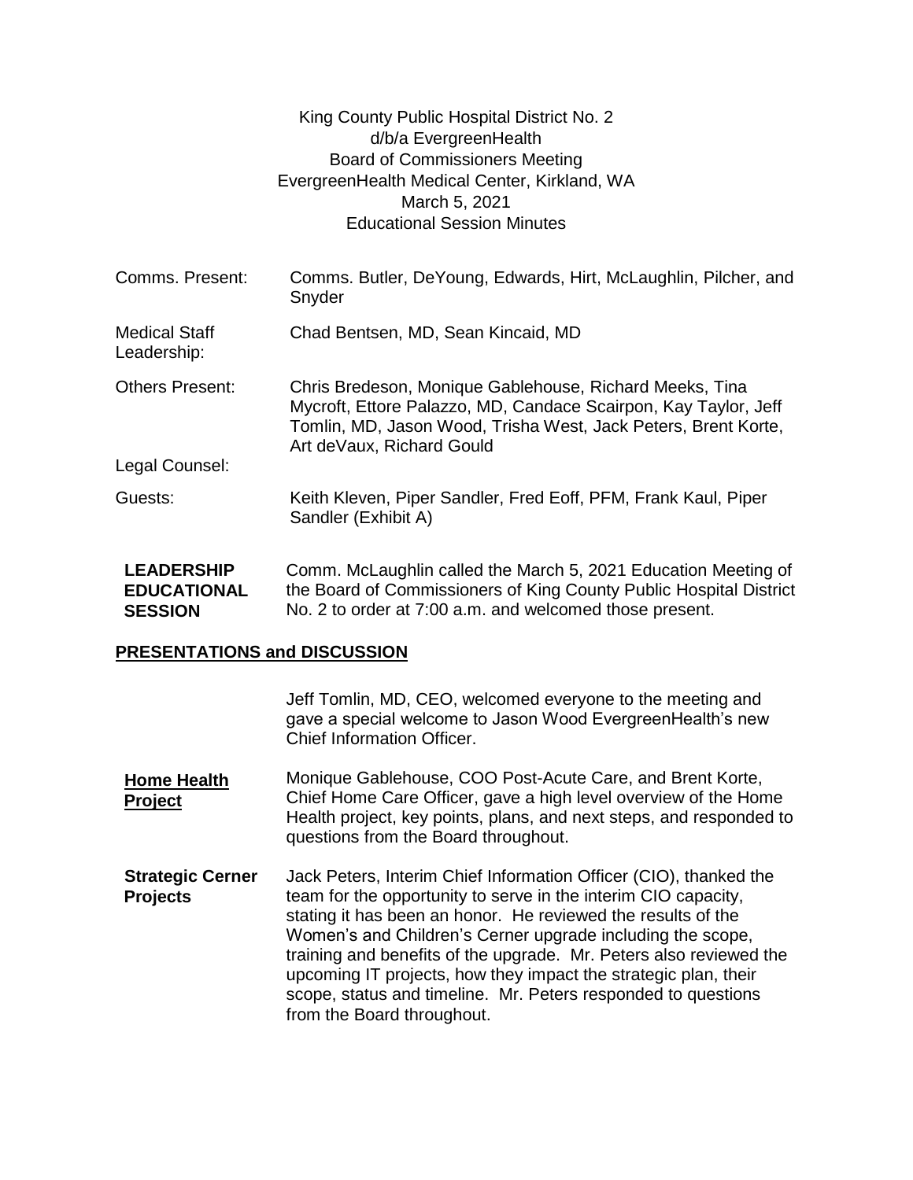King County Public Hospital District No. 2
d/b/a EvergreenHealth
Board of Commissioners Meeting
EvergreenHealth Medical Center, Kirkland, WA
March 5, 2021
Educational Session Minutes

| | |
|---|---|
| Comms. Present: | Comms. Butler, DeYoung, Edwards, Hirt, McLaughlin, Pilcher, and Snyder |
| Medical Staff Leadership: | Chad Bentsen, MD, Sean Kincaid, MD |
| Others Present: | Chris Bredeson, Monique Gablehouse, Richard Meeks, Tina Mycroft, Ettore Palazzo, MD, Candace Scairpon, Kay Taylor, Jeff Tomlin, MD, Jason Wood, Trisha West, Jack Peters, Brent Korte, Art deVaux, Richard Gould |
| Legal Counsel: | |
| Guests: | Keith Kleven, Piper Sandler, Fred Eoff, PFM, Frank Kaul, Piper Sandler (Exhibit A) |

**LEADERSHIP EDUCATIONAL SESSION**

Comm. McLaughlin called the March 5, 2021 Education Meeting of the Board of Commissioners of King County Public Hospital District No. 2 to order at 7:00 a.m. and welcomed those present.

## PRESENTATIONS and DISCUSSION

Jeff Tomlin, MD, CEO, welcomed everyone to the meeting and gave a special welcome to Jason Wood EvergreenHealth's new Chief Information Officer.

**Home Health Project**

Monique Gablehouse, COO Post-Acute Care, and Brent Korte, Chief Home Care Officer, gave a high level overview of the Home Health project, key points, plans, and next steps, and responded to questions from the Board throughout.

**Strategic Cerner Projects**

Jack Peters, Interim Chief Information Officer (CIO), thanked the team for the opportunity to serve in the interim CIO capacity, stating it has been an honor. He reviewed the results of the Women's and Children's Cerner upgrade including the scope, training and benefits of the upgrade. Mr. Peters also reviewed the upcoming IT projects, how they impact the strategic plan, their scope, status and timeline. Mr. Peters responded to questions from the Board throughout.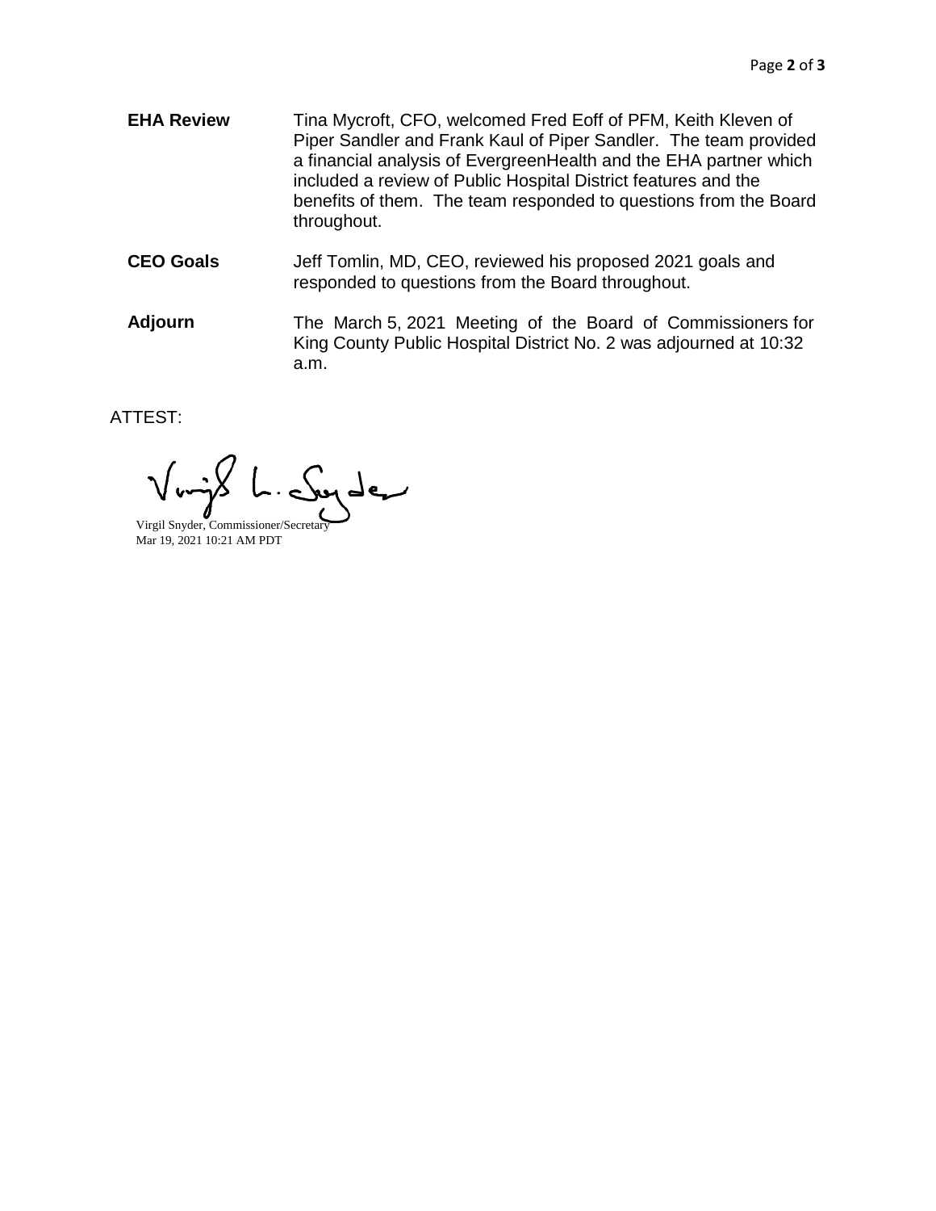**EHA Review** Tina Mycroft, CFO, welcomed Fred Eoff of PFM, Keith Kleven of Piper Sandler and Frank Kaul of Piper Sandler. The team provided a financial analysis of EvergreenHealth and the EHA partner which included a review of Public Hospital District features and the benefits of them. The team responded to questions from the Board throughout.

**CEO Goals** Jeff Tomlin, MD, CEO, reviewed his proposed 2021 goals and responded to questions from the Board throughout.

**Adjourn** The March 5, 2021 Meeting of the Board of Commissioners for King County Public Hospital District No. 2 was adjourned at 10:32 a.m.

ATTEST:

Virgil Snyder, Commissioner/Secretary
Mar 19, 2021 10:21 AM PDT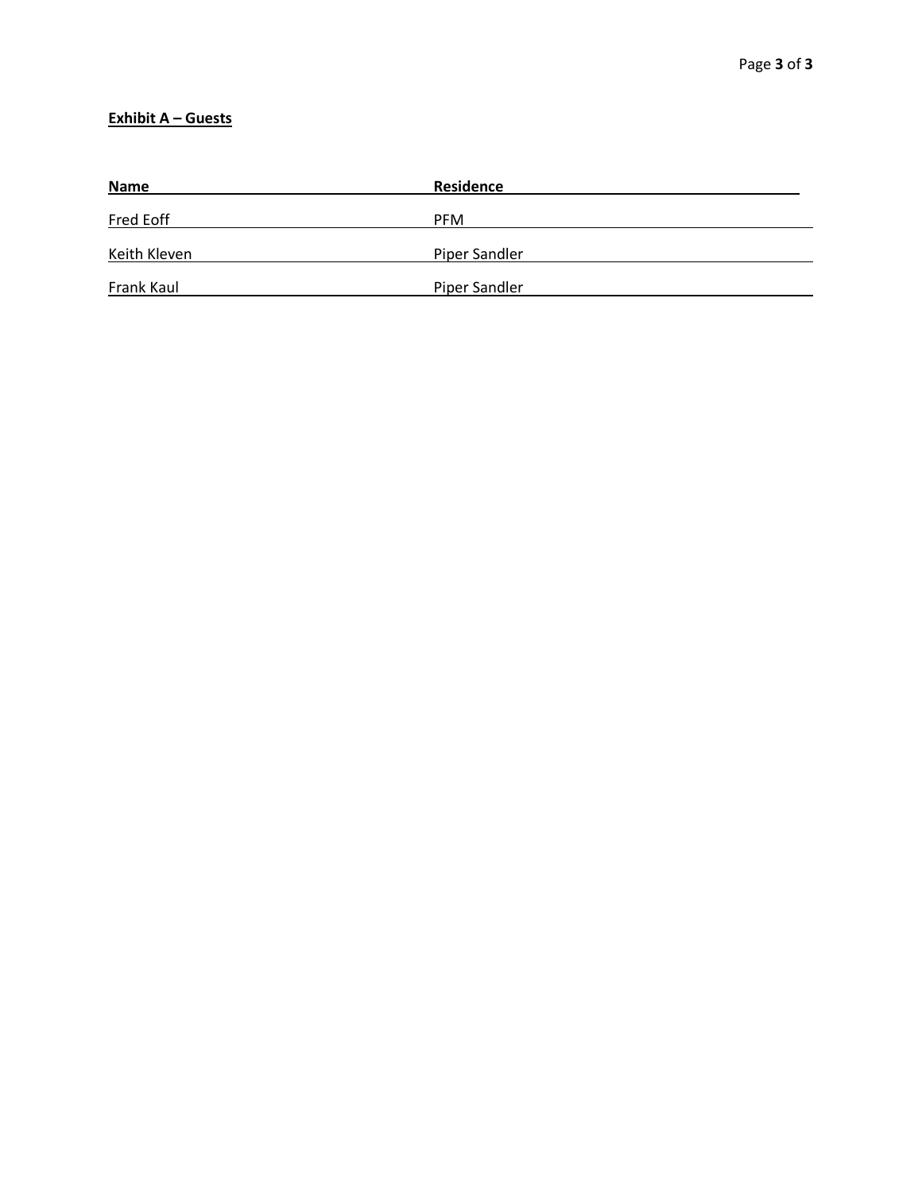**Exhibit A – Guests**

| Name | Residence |
| --- | --- |
| Fred Eoff | PFM |
| Keith Kleven | Piper Sandler |
| Frank Kaul | Piper Sandler |